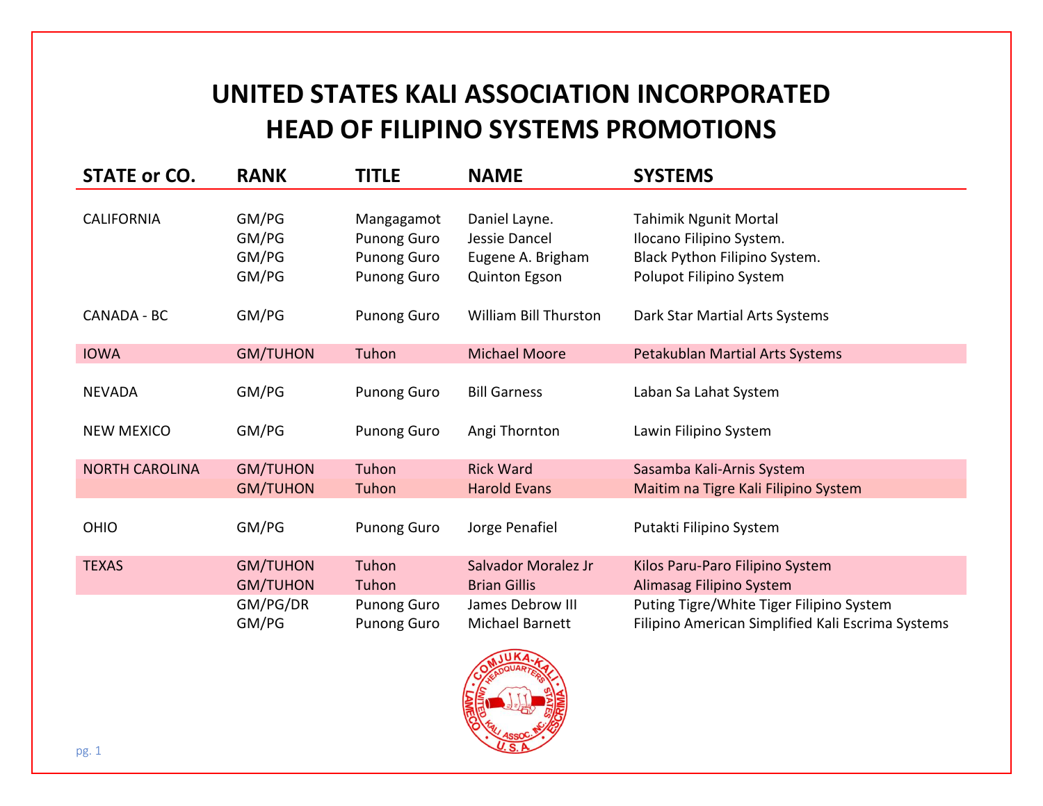# UNITED STATES KALI ASSOCIATION INCORPORATED
# HEAD OF FILIPINO SYSTEMS PROMOTIONS

| STATE or CO. | RANK | TITLE | NAME | SYSTEMS |
|---|---|---|---|---|
| CALIFORNIA | GM/PG | Mangagamot | Daniel Layne. | Tahimik Ngunit Mortal |
| | GM/PG | Punong Guro | Jessie Dancel | Ilocano Filipino System. |
| | GM/PG | Punong Guro | Eugene A. Brigham | Black Python Filipino System. |
| | GM/PG | Punong Guro | Quinton Egson | Polupot Filipino System |
| CANADA - BC | GM/PG | Punong Guro | William Bill Thurston | Dark Star Martial Arts Systems |
| IOWA | GM/TUHON | Tuhon | Michael Moore | Petakublan Martial Arts Systems |
| NEVADA | GM/PG | Punong Guro | Bill Garness | Laban Sa Lahat System |
| NEW MEXICO | GM/PG | Punong Guro | Angi Thornton | Lawin Filipino System |
| NORTH CAROLINA | GM/TUHON | Tuhon | Rick Ward | Sasamba Kali-Arnis System |
| | GM/TUHON | Tuhon | Harold Evans | Maitim na Tigre Kali Filipino System |
| OHIO | GM/PG | Punong Guro | Jorge Penafiel | Putakti Filipino System |
| TEXAS | GM/TUHON | Tuhon | Salvador Moralez Jr | Kilos Paru-Paro Filipino System |
| | GM/TUHON | Tuhon | Brian Gillis | Alimasag Filipino System |
| | GM/PG/DR | Punong Guro | James Debrow III | Puting Tigre/White Tiger Filipino System |
| | GM/PG | Punong Guro | Michael Barnett | Filipino American Simplified Kali Escrima Systems |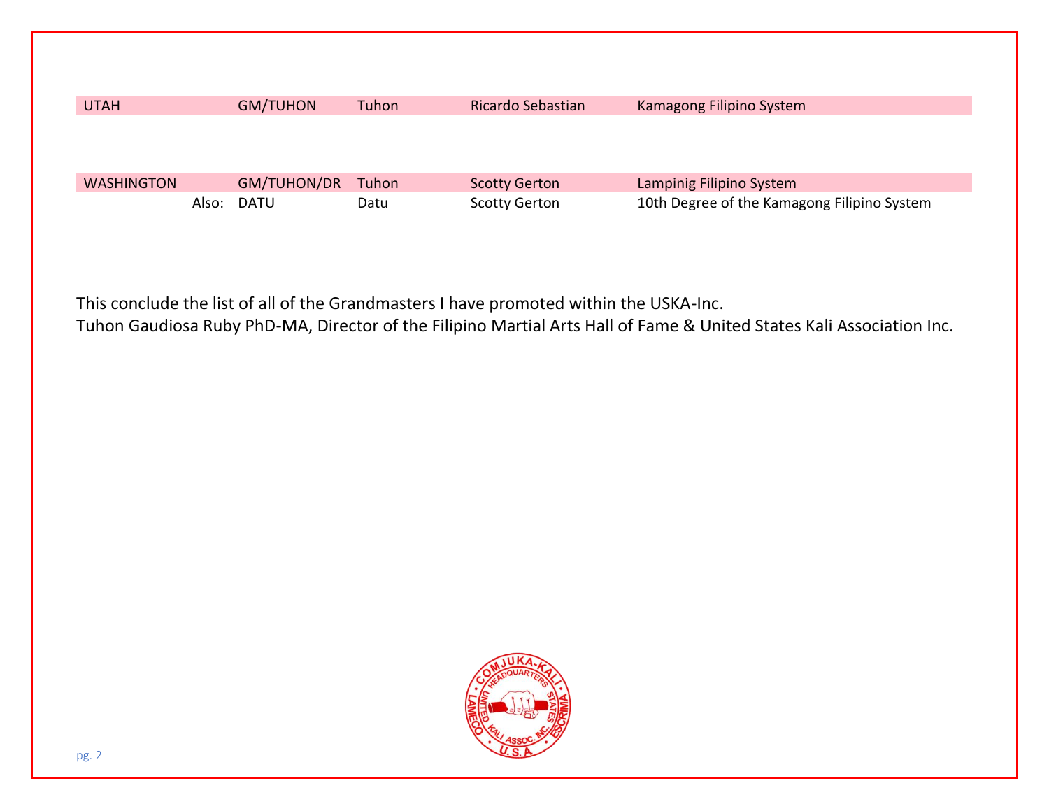| | | | | |
|---|---|---|---|---|
| UTAH | GM/TUHON | Tuhon | Ricardo Sebastian | Kamagong Filipino System |
| WASHINGTON | GM/TUHON/DR | Tuhon | Scotty Gerton | Lampinig Filipino System |
| Also: | DATU | Datu | Scotty Gerton | 10th Degree of the Kamagong Filipino System |

This conclude the list of all of the Grandmasters I have promoted within the USKA-Inc.
Tuhon Gaudiosa Ruby PhD-MA, Director of the Filipino Martial Arts Hall of Fame & United States Kali Association Inc.